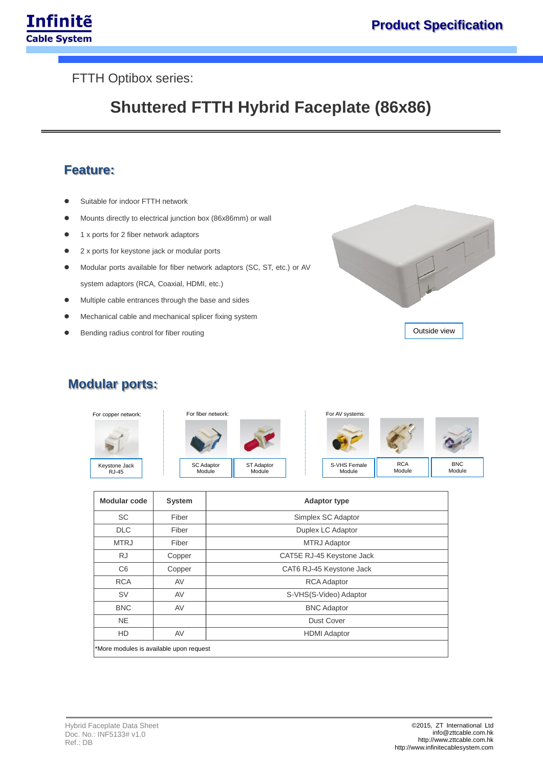FTTH Optibox series:

# Shuttered FTTH Hybrid Faceplate (86x86)

## Feature:

- Suitable for indoor FTTH network
- Mounts directly to electrical junction box (86x86mm) or wall
- 1 x ports for 2 fiber network adaptors
- 2 x ports for keystone jack or modular ports
- Modular ports available for fiber network adaptors (SC, ST, etc.) or AV system adaptors (RCA, Coaxial, HDMI, etc.)
- Multiple cable entrances through the base and sides
- Mechanical cable and mechanical splicer fixing system
- Bending radius control for fiber routing

Outside view

## Modular ports:

For copper network:

Keystone Jack RJ-45

For fiber network:

SC Adaptor Module

ST Adaptor Module

For AV systems:

S-VHS Female Module

RCA Module

BNC Module

| Modular code | System | Adaptor type |
|---|---|---|
| SC | Fiber | Simplex SC Adaptor |
| DLC | Fiber | Duplex LC Adaptor |
| MTRJ | Fiber | MTRJ Adaptor |
| RJ | Copper | CAT5E RJ-45 Keystone Jack |
| C6 | Copper | CAT6 RJ-45 Keystone Jack |
| RCA | AV | RCA Adaptor |
| SV | AV | S-VHS(S-Video) Adaptor |
| BNC | AV | BNC Adaptor |
| NE | | Dust Cover |
| HD | AV | HDMI Adaptor |

*More modules is available upon request

Hybrid Faceplate Data Sheet
Doc. No.: INF5133# v1.0
Ref.: DB

©2015, ZT International Ltd
info@zttcable.com.hk
http://www.zttcable.com.hk
http://www.infinitecablesystem.com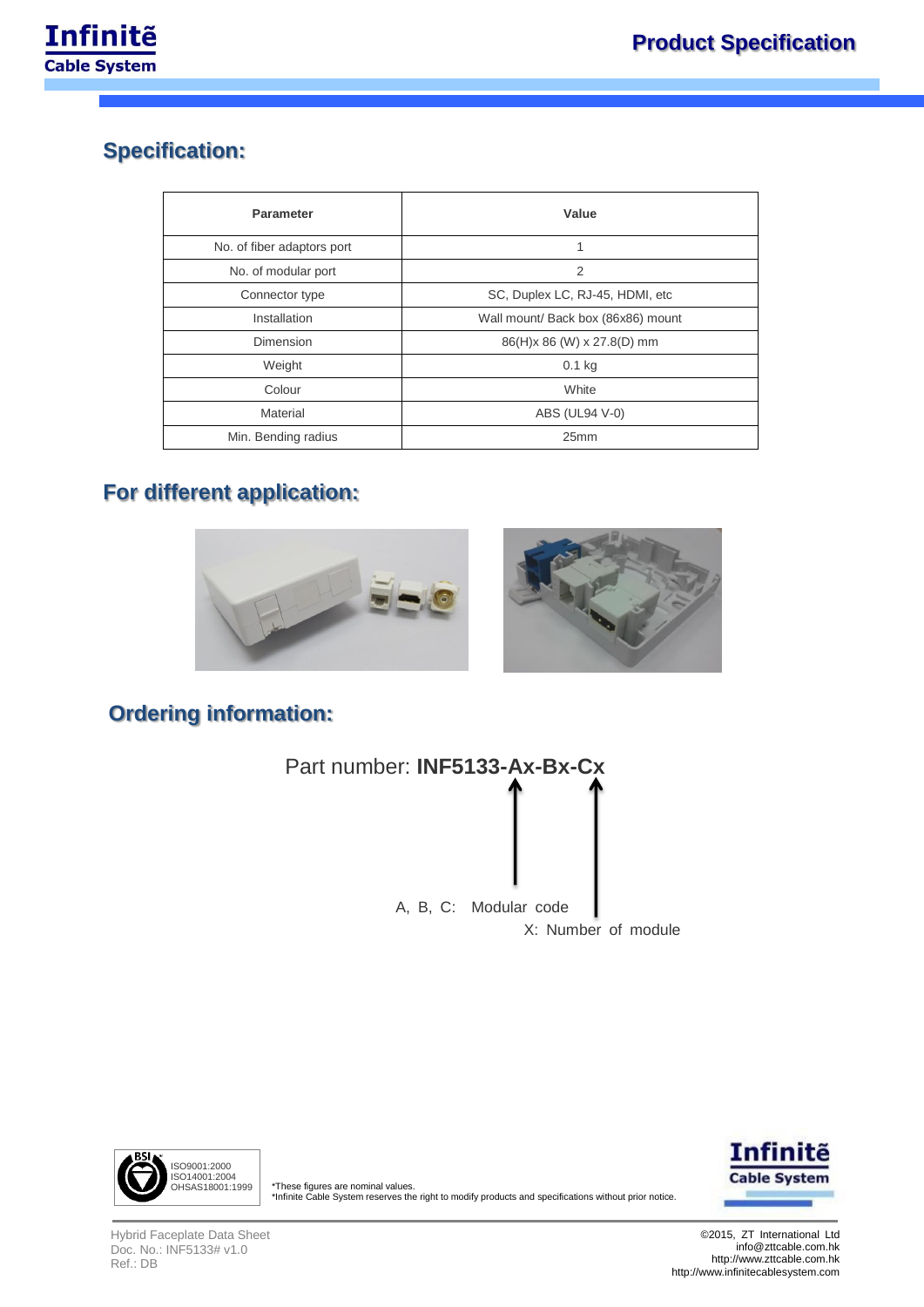## Specification:

| Parameter | Value |
|---|---|
| No. of fiber adaptors port | 1 |
| No. of modular port | 2 |
| Connector type | SC, Duplex LC, RJ-45, HDMI, etc |
| Installation | Wall mount/ Back box (86x86) mount |
| Dimension | 86(H)x 86 (W) x 27.8(D) mm |
| Weight | 0.1 kg |
| Colour | White |
| Material | ABS (UL94 V-0) |
| Min. Bending radius | 25mm |

## For different application:

## Ordering information:

Part number: **INF5133-Ax-Bx-Cx**

A, B, C: Modular code

X: Number of module

ISO9001:2000
ISO14001:2004
OHSAS18001:1999

*These figures are nominal values.
*Infinite Cable System reserves the right to modify products and specifications without prior notice.

Hybrid Faceplate Data Sheet
Doc. No.: INF5133# v1.0
Ref.: DB

©2015, ZT International Ltd
info@zttcable.com.hk
http://www.zttcable.com.hk
http://www.infinitecablesystem.com